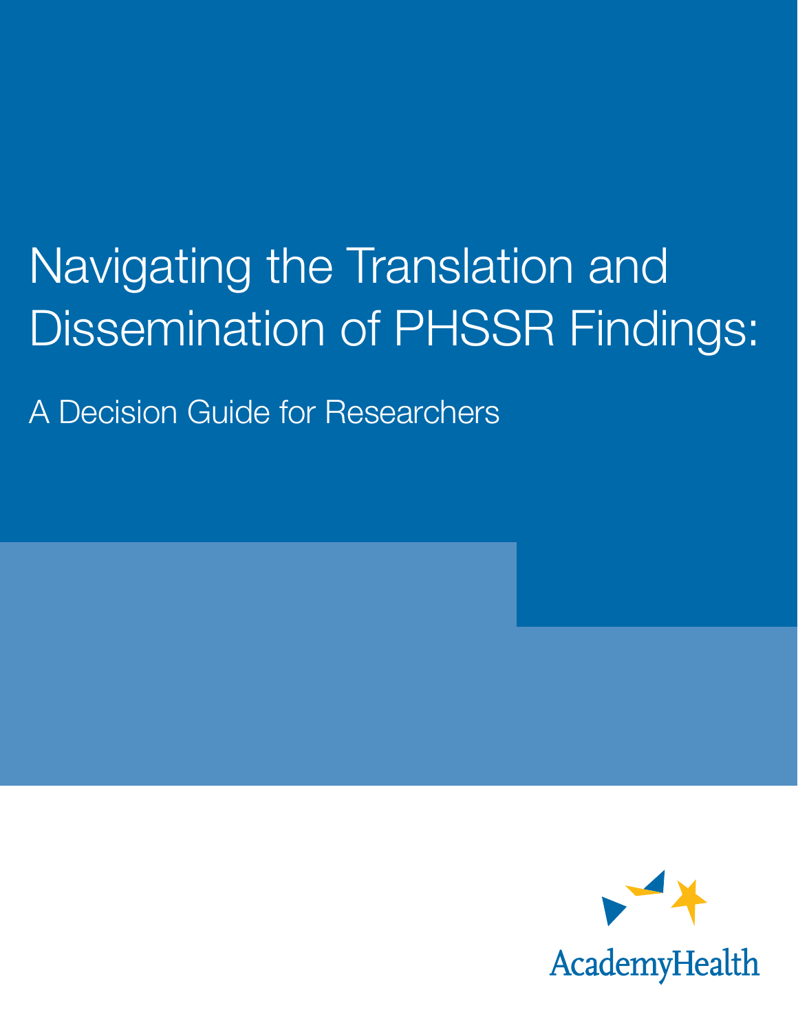# Navigating the Translation and Dissemination of PHSSR Findings:

## A Decision Guide for Researchers

AcademyHealth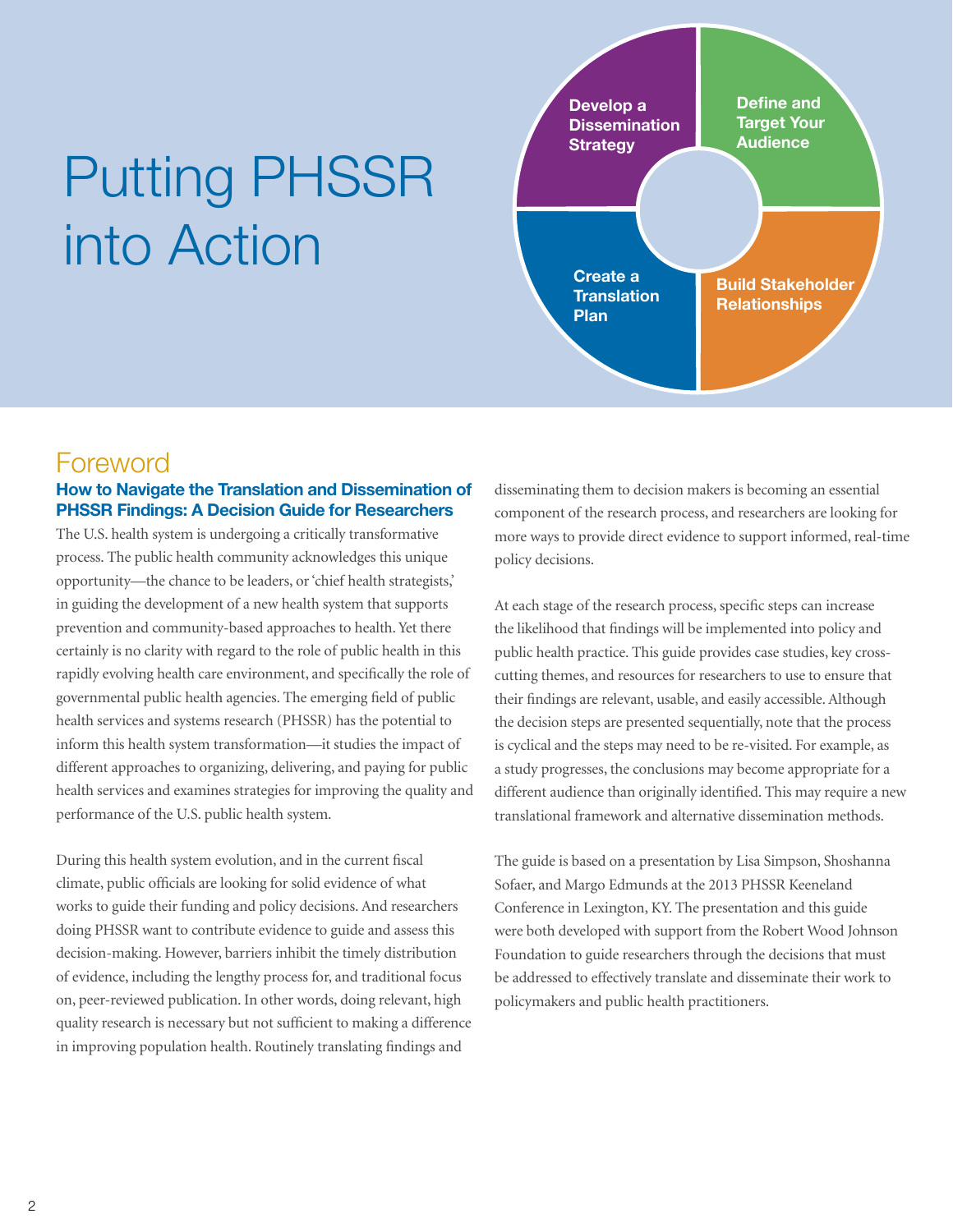# Putting PHSSR into Action

Develop a Dissemination Strategy

Define and Target Your Audience

Create a Translation Plan

Build Stakeholder Relationships

## Foreword

### How to Navigate the Translation and Dissemination of PHSSR Findings: A Decision Guide for Researchers

The U.S. health system is undergoing a critically transformative process. The public health community acknowledges this unique opportunity—the chance to be leaders, or 'chief health strategists,' in guiding the development of a new health system that supports prevention and community-based approaches to health. Yet there certainly is no clarity with regard to the role of public health in this rapidly evolving health care environment, and specifically the role of governmental public health agencies. The emerging field of public health services and systems research (PHSSR) has the potential to inform this health system transformation—it studies the impact of different approaches to organizing, delivering, and paying for public health services and examines strategies for improving the quality and performance of the U.S. public health system.

During this health system evolution, and in the current fiscal climate, public officials are looking for solid evidence of what works to guide their funding and policy decisions. And researchers doing PHSSR want to contribute evidence to guide and assess this decision-making. However, barriers inhibit the timely distribution of evidence, including the lengthy process for, and traditional focus on, peer-reviewed publication. In other words, doing relevant, high quality research is necessary but not sufficient to making a difference in improving population health. Routinely translating findings and disseminating them to decision makers is becoming an essential component of the research process, and researchers are looking for more ways to provide direct evidence to support informed, real-time policy decisions.

At each stage of the research process, specific steps can increase the likelihood that findings will be implemented into policy and public health practice. This guide provides case studies, key cross-cutting themes, and resources for researchers to use to ensure that their findings are relevant, usable, and easily accessible. Although the decision steps are presented sequentially, note that the process is cyclical and the steps may need to be re-visited. For example, as a study progresses, the conclusions may become appropriate for a different audience than originally identified. This may require a new translational framework and alternative dissemination methods.

The guide is based on a presentation by Lisa Simpson, Shoshanna Sofaer, and Margo Edmunds at the 2013 PHSSR Keeneland Conference in Lexington, KY. The presentation and this guide were both developed with support from the Robert Wood Johnson Foundation to guide researchers through the decisions that must be addressed to effectively translate and disseminate their work to policymakers and public health practitioners.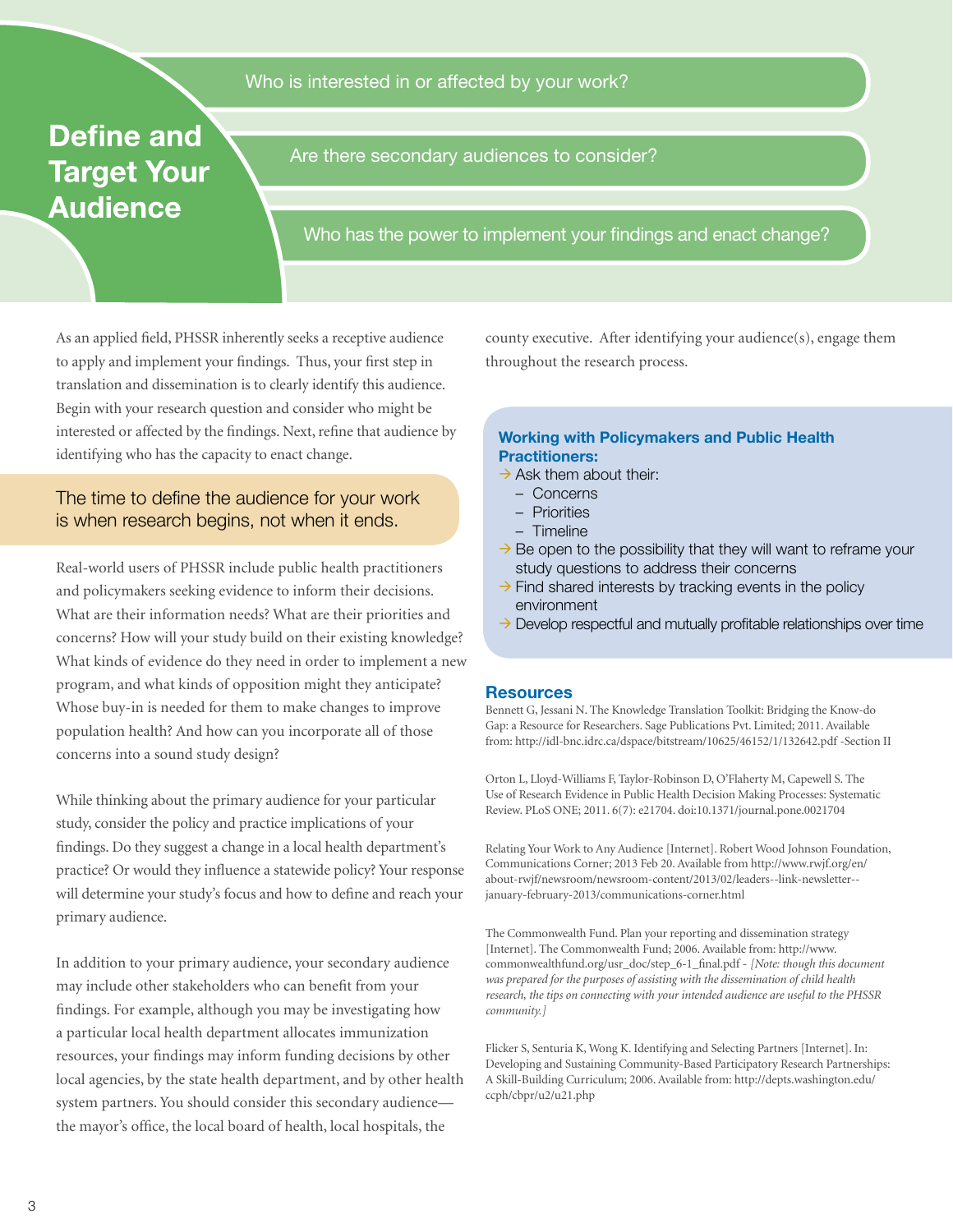# Define and Target Your Audience

Who is interested in or affected by your work?

Are there secondary audiences to consider?

Who has the power to implement your findings and enact change?

As an applied field, PHSSR inherently seeks a receptive audience to apply and implement your findings. Thus, your first step in translation and dissemination is to clearly identify this audience. Begin with your research question and consider who might be interested or affected by the findings. Next, refine that audience by identifying who has the capacity to enact change.

> The time to define the audience for your work is when research begins, not when it ends.

Real-world users of PHSSR include public health practitioners and policymakers seeking evidence to inform their decisions. What are their information needs? What are their priorities and concerns? How will your study build on their existing knowledge? What kinds of evidence do they need in order to implement a new program, and what kinds of opposition might they anticipate? Whose buy-in is needed for them to make changes to improve population health? And how can you incorporate all of those concerns into a sound study design?

While thinking about the primary audience for your particular study, consider the policy and practice implications of your findings. Do they suggest a change in a local health department's practice? Or would they influence a statewide policy? Your response will determine your study's focus and how to define and reach your primary audience.

In addition to your primary audience, your secondary audience may include other stakeholders who can benefit from your findings. For example, although you may be investigating how a particular local health department allocates immunization resources, your findings may inform funding decisions by other local agencies, by the state health department, and by other health system partners. You should consider this secondary audience—the mayor's office, the local board of health, local hospitals, the county executive. After identifying your audience(s), engage them throughout the research process.

### Working with Policymakers and Public Health Practitioners:

- Ask them about their:
  - Concerns
  - Priorities
  - Timeline
- Be open to the possibility that they will want to reframe your study questions to address their concerns
- Find shared interests by tracking events in the policy environment
- Develop respectful and mutually profitable relationships over time

### Resources

Bennett G, Jessani N. The Knowledge Translation Toolkit: Bridging the Know-do Gap: a Resource for Researchers. Sage Publications Pvt. Limited; 2011. Available from: http://idl-bnc.idrc.ca/dspace/bitstream/10625/46152/1/132642.pdf -Section II

Orton L, Lloyd-Williams F, Taylor-Robinson D, O'Flaherty M, Capewell S. The Use of Research Evidence in Public Health Decision Making Processes: Systematic Review. PLoS ONE; 2011. 6(7): e21704. doi:10.1371/journal.pone.0021704

Relating Your Work to Any Audience [Internet]. Robert Wood Johnson Foundation, Communications Corner; 2013 Feb 20. Available from http://www.rwjf.org/en/about-rwjf/newsroom/newsroom-content/2013/02/leaders--link-newsletter--january-february-2013/communications-corner.html

The Commonwealth Fund. Plan your reporting and dissemination strategy [Internet]. The Commonwealth Fund; 2006. Available from: http://www.commonwealthfund.org/usr_doc/step_6-1_final.pdf - *[Note: though this document was prepared for the purposes of assisting with the dissemination of child health research, the tips on connecting with your intended audience are useful to the PHSSR community.]*

Flicker S, Senturia K, Wong K. Identifying and Selecting Partners [Internet]. In: Developing and Sustaining Community-Based Participatory Research Partnerships: A Skill-Building Curriculum; 2006. Available from: http://depts.washington.edu/ccph/cbpr/u2/u21.php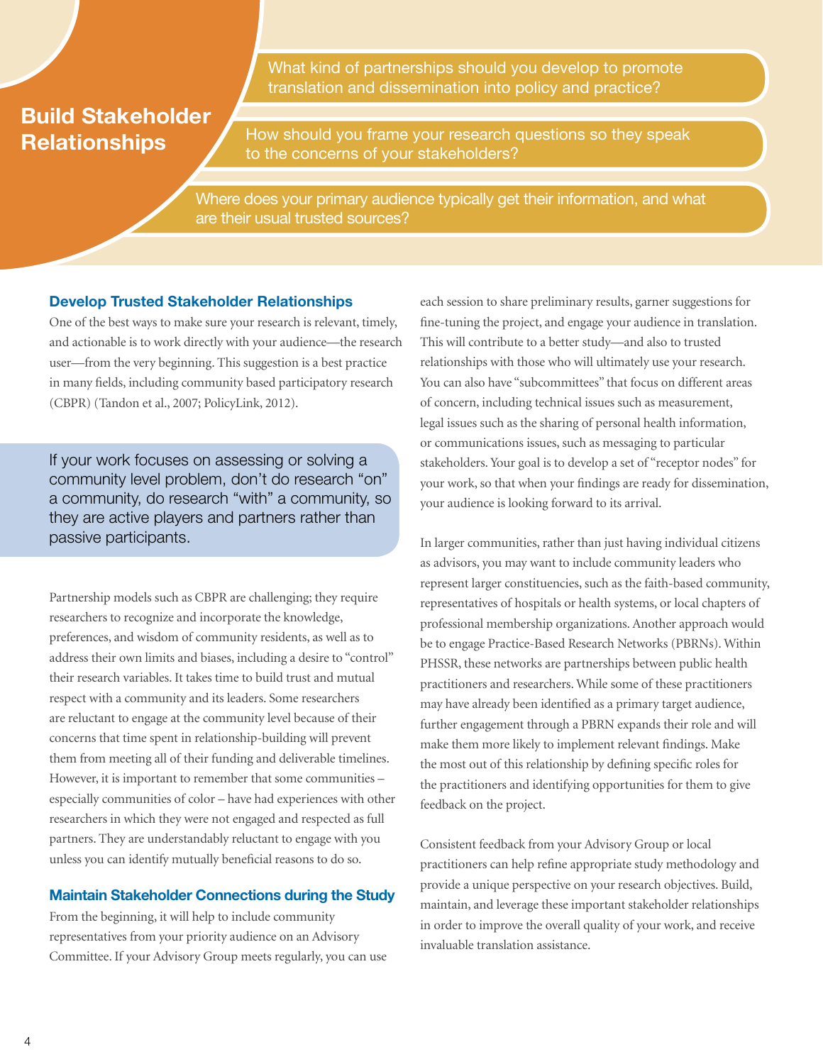## Build Stakeholder Relationships

What kind of partnerships should you develop to promote translation and dissemination into policy and practice?

How should you frame your research questions so they speak to the concerns of your stakeholders?

Where does your primary audience typically get their information, and what are their usual trusted sources?

### Develop Trusted Stakeholder Relationships

One of the best ways to make sure your research is relevant, timely, and actionable is to work directly with your audience—the research user—from the very beginning. This suggestion is a best practice in many fields, including community based participatory research (CBPR) (Tandon et al., 2007; PolicyLink, 2012).

> If your work focuses on assessing or solving a community level problem, don't do research "on" a community, do research "with" a community, so they are active players and partners rather than passive participants.

Partnership models such as CBPR are challenging; they require researchers to recognize and incorporate the knowledge, preferences, and wisdom of community residents, as well as to address their own limits and biases, including a desire to "control" their research variables. It takes time to build trust and mutual respect with a community and its leaders. Some researchers are reluctant to engage at the community level because of their concerns that time spent in relationship-building will prevent them from meeting all of their funding and deliverable timelines. However, it is important to remember that some communities – especially communities of color – have had experiences with other researchers in which they were not engaged and respected as full partners. They are understandably reluctant to engage with you unless you can identify mutually beneficial reasons to do so.

### Maintain Stakeholder Connections during the Study

From the beginning, it will help to include community representatives from your priority audience on an Advisory Committee. If your Advisory Group meets regularly, you can use each session to share preliminary results, garner suggestions for fine-tuning the project, and engage your audience in translation. This will contribute to a better study—and also to trusted relationships with those who will ultimately use your research. You can also have "subcommittees" that focus on different areas of concern, including technical issues such as measurement, legal issues such as the sharing of personal health information, or communications issues, such as messaging to particular stakeholders. Your goal is to develop a set of "receptor nodes" for your work, so that when your findings are ready for dissemination, your audience is looking forward to its arrival.

In larger communities, rather than just having individual citizens as advisors, you may want to include community leaders who represent larger constituencies, such as the faith-based community, representatives of hospitals or health systems, or local chapters of professional membership organizations. Another approach would be to engage Practice-Based Research Networks (PBRNs). Within PHSSR, these networks are partnerships between public health practitioners and researchers. While some of these practitioners may have already been identified as a primary target audience, further engagement through a PBRN expands their role and will make them more likely to implement relevant findings. Make the most out of this relationship by defining specific roles for the practitioners and identifying opportunities for them to give feedback on the project.

Consistent feedback from your Advisory Group or local practitioners can help refine appropriate study methodology and provide a unique perspective on your research objectives. Build, maintain, and leverage these important stakeholder relationships in order to improve the overall quality of your work, and receive invaluable translation assistance.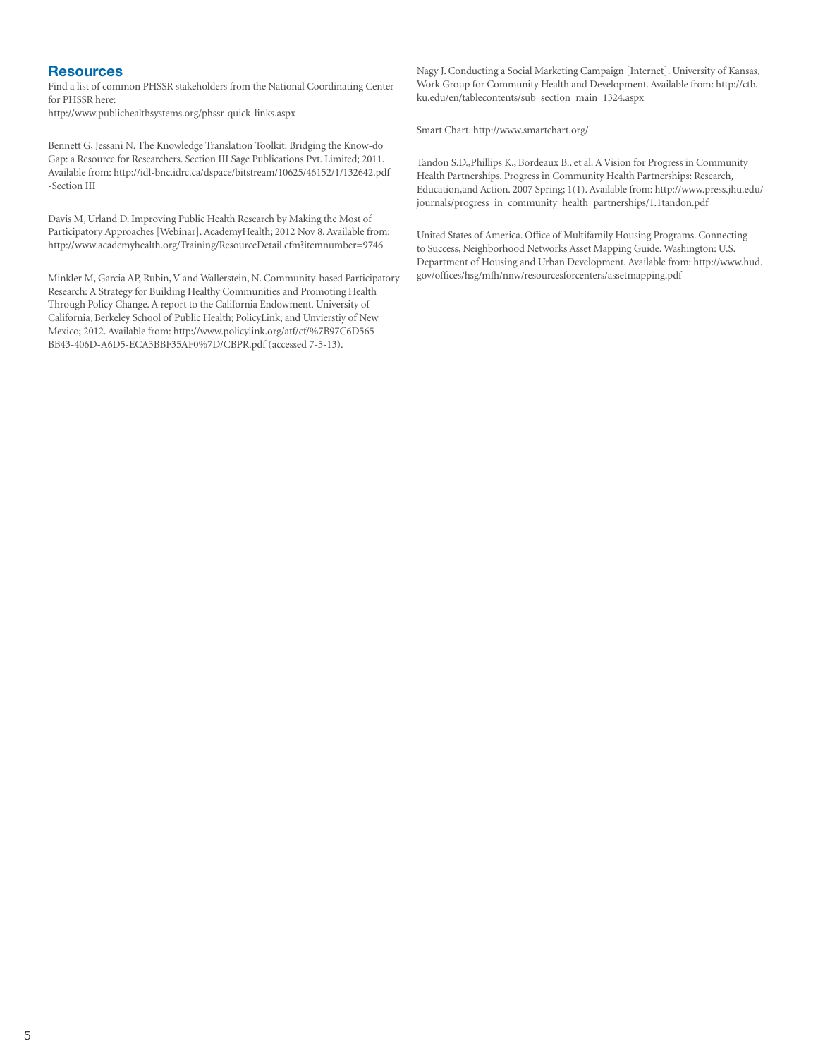## Resources

Find a list of common PHSSR stakeholders from the National Coordinating Center for PHSSR here:
http://www.publichealthsystems.org/phssr-quick-links.aspx

Bennett G, Jessani N. The Knowledge Translation Toolkit: Bridging the Know-do Gap: a Resource for Researchers. Section III Sage Publications Pvt. Limited; 2011. Available from: http://idl-bnc.idrc.ca/dspace/bitstream/10625/46152/1/132642.pdf -Section III

Davis M, Urland D. Improving Public Health Research by Making the Most of Participatory Approaches [Webinar]. AcademyHealth; 2012 Nov 8. Available from: http://www.academyhealth.org/Training/ResourceDetail.cfm?itemnumber=9746

Minkler M, Garcia AP, Rubin, V and Wallerstein, N. Community-based Participatory Research: A Strategy for Building Healthy Communities and Promoting Health Through Policy Change. A report to the California Endowment. University of California, Berkeley School of Public Health; PolicyLink; and Unvierstiy of New Mexico; 2012. Available from: http://www.policylink.org/atf/cf/%7B97C6D565-BB43-406D-A6D5-ECA3BBF35AF0%7D/CBPR.pdf (accessed 7-5-13).

Nagy J. Conducting a Social Marketing Campaign [Internet]. University of Kansas, Work Group for Community Health and Development. Available from: http://ctb.ku.edu/en/tablecontents/sub_section_main_1324.aspx

Smart Chart. http://www.smartchart.org/

Tandon S.D.,Phillips K., Bordeaux B., et al. A Vision for Progress in Community Health Partnerships. Progress in Community Health Partnerships: Research, Education,and Action. 2007 Spring; 1(1). Available from: http://www.press.jhu.edu/journals/progress_in_community_health_partnerships/1.1tandon.pdf

United States of America. Office of Multifamily Housing Programs. Connecting to Success, Neighborhood Networks Asset Mapping Guide. Washington: U.S. Department of Housing and Urban Development. Available from: http://www.hud.gov/offices/hsg/mfh/nnw/resourcesforcenters/assetmapping.pdf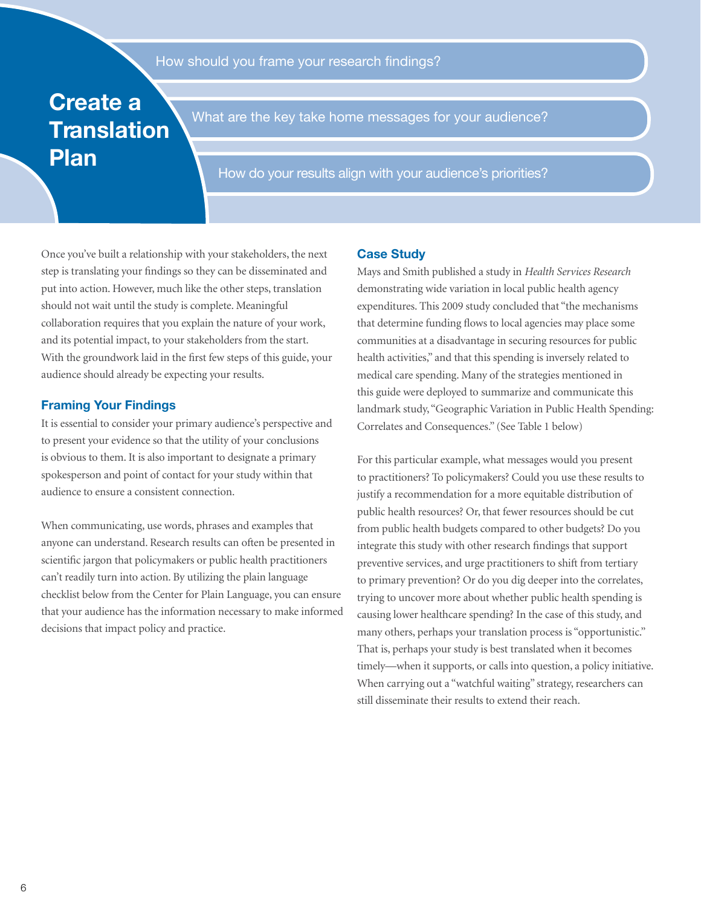# Create a Translation Plan

How should you frame your research findings?

What are the key take home messages for your audience?

How do your results align with your audience's priorities?

Once you've built a relationship with your stakeholders, the next step is translating your findings so they can be disseminated and put into action. However, much like the other steps, translation should not wait until the study is complete. Meaningful collaboration requires that you explain the nature of your work, and its potential impact, to your stakeholders from the start. With the groundwork laid in the first few steps of this guide, your audience should already be expecting your results.

## Framing Your Findings

It is essential to consider your primary audience's perspective and to present your evidence so that the utility of your conclusions is obvious to them. It is also important to designate a primary spokesperson and point of contact for your study within that audience to ensure a consistent connection.

When communicating, use words, phrases and examples that anyone can understand. Research results can often be presented in scientific jargon that policymakers or public health practitioners can't readily turn into action. By utilizing the plain language checklist below from the Center for Plain Language, you can ensure that your audience has the information necessary to make informed decisions that impact policy and practice.

## Case Study

Mays and Smith published a study in *Health Services Research* demonstrating wide variation in local public health agency expenditures. This 2009 study concluded that "the mechanisms that determine funding flows to local agencies may place some communities at a disadvantage in securing resources for public health activities," and that this spending is inversely related to medical care spending. Many of the strategies mentioned in this guide were deployed to summarize and communicate this landmark study, "Geographic Variation in Public Health Spending: Correlates and Consequences." (See Table 1 below)

For this particular example, what messages would you present to practitioners? To policymakers? Could you use these results to justify a recommendation for a more equitable distribution of public health resources? Or, that fewer resources should be cut from public health budgets compared to other budgets? Do you integrate this study with other research findings that support preventive services, and urge practitioners to shift from tertiary to primary prevention? Or do you dig deeper into the correlates, trying to uncover more about whether public health spending is causing lower healthcare spending? In the case of this study, and many others, perhaps your translation process is "opportunistic." That is, perhaps your study is best translated when it becomes timely—when it supports, or calls into question, a policy initiative. When carrying out a "watchful waiting" strategy, researchers can still disseminate their results to extend their reach.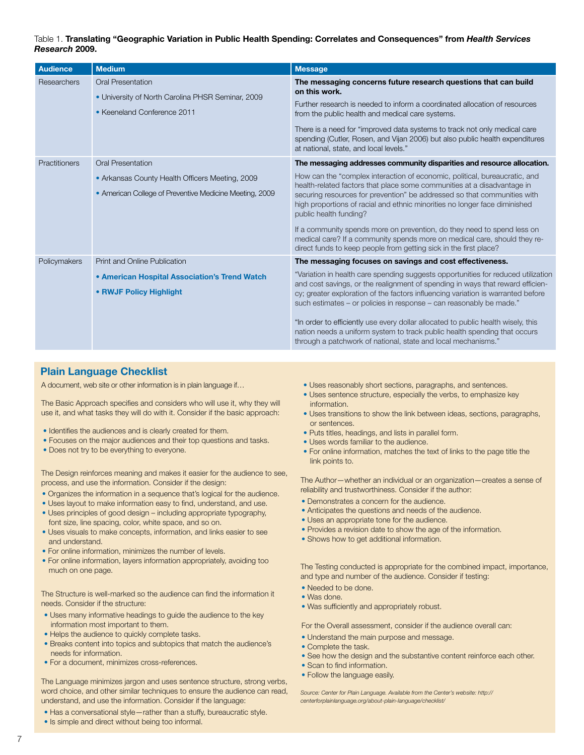Table 1. **Translating "Geographic Variation in Public Health Spending: Correlates and Consequences" from *Health Services Research* 2009.**

| Audience | Medium | Message |
|---|---|---|
| Researchers | Oral Presentation<br>• University of North Carolina PHSR Seminar, 2009<br>• Keeneland Conference 2011 | **The messaging concerns future research questions that can build on this work.**<br>Further research is needed to inform a coordinated allocation of resources from the public health and medical care systems.<br>There is a need for "improved data systems to track not only medical care spending (Cutler, Rosen, and Vijan 2006) but also public health expenditures at national, state, and local levels." |
| Practitioners | Oral Presentation<br>• Arkansas County Health Officers Meeting, 2009<br>• American College of Preventive Medicine Meeting, 2009 | **The messaging addresses community disparities and resource allocation.**<br>How can the "complex interaction of economic, political, bureaucratic, and health-related factors that place some communities at a disadvantage in securing resources for prevention" be addressed so that communities with high proportions of racial and ethnic minorities no longer face diminished public health funding?<br>If a community spends more on prevention, do they need to spend less on medical care? If a community spends more on medical care, should they re-direct funds to keep people from getting sick in the first place? |
| Policymakers | Print and Online Publication<br>• **American Hospital Association's Trend Watch**<br>• **RWJF Policy Highlight** | **The messaging focuses on savings and cost effectiveness.**<br>"Variation in health care spending suggests opportunities for reduced utilization and cost savings, or the realignment of spending in ways that reward efficiency; greater exploration of the factors influencing variation is warranted before such estimates – or policies in response – can reasonably be made."<br>"In order to efficiently use every dollar allocated to public health wisely, this nation needs a uniform system to track public health spending that occurs through a patchwork of national, state and local mechanisms." |

## Plain Language Checklist

A document, web site or other information is in plain language if…

The Basic Approach specifies and considers who will use it, why they will use it, and what tasks they will do with it. Consider if the basic approach:

- Identifies the audiences and is clearly created for them.
- Focuses on the major audiences and their top questions and tasks.
- Does not try to be everything to everyone.

The Design reinforces meaning and makes it easier for the audience to see, process, and use the information. Consider if the design:

- Organizes the information in a sequence that's logical for the audience.
- Uses layout to make information easy to find, understand, and use.
- Uses principles of good design – including appropriate typography, font size, line spacing, color, white space, and so on.
- Uses visuals to make concepts, information, and links easier to see and understand.
- For online information, minimizes the number of levels.
- For online information, layers information appropriately, avoiding too much on one page.

The Structure is well-marked so the audience can find the information it needs. Consider if the structure:

- Uses many informative headings to guide the audience to the key information most important to them.
- Helps the audience to quickly complete tasks.
- Breaks content into topics and subtopics that match the audience's needs for information.
- For a document, minimizes cross-references.

The Language minimizes jargon and uses sentence structure, strong verbs, word choice, and other similar techniques to ensure the audience can read, understand, and use the information. Consider if the language:

- Has a conversational style—rather than a stuffy, bureaucratic style.
- Is simple and direct without being too informal.
- Uses reasonably short sections, paragraphs, and sentences.
- Uses sentence structure, especially the verbs, to emphasize key information.
- Uses transitions to show the link between ideas, sections, paragraphs, or sentences.
- Puts titles, headings, and lists in parallel form.
- Uses words familiar to the audience.
- For online information, matches the text of links to the page title the link points to.

The Author—whether an individual or an organization—creates a sense of reliability and trustworthiness. Consider if the author:

- Demonstrates a concern for the audience.
- Anticipates the questions and needs of the audience.
- Uses an appropriate tone for the audience.
- Provides a revision date to show the age of the information.
- Shows how to get additional information.

The Testing conducted is appropriate for the combined impact, importance, and type and number of the audience. Consider if testing:

- Needed to be done.
- Was done.
- Was sufficiently and appropriately robust.

For the Overall assessment, consider if the audience overall can:

- Understand the main purpose and message.
- Complete the task.
- See how the design and the substantive content reinforce each other.
- Scan to find information.
- Follow the language easily.

*Source: Center for Plain Language. Available from the Center's website: http://centerforplainlanguage.org/about-plain-language/checklist/*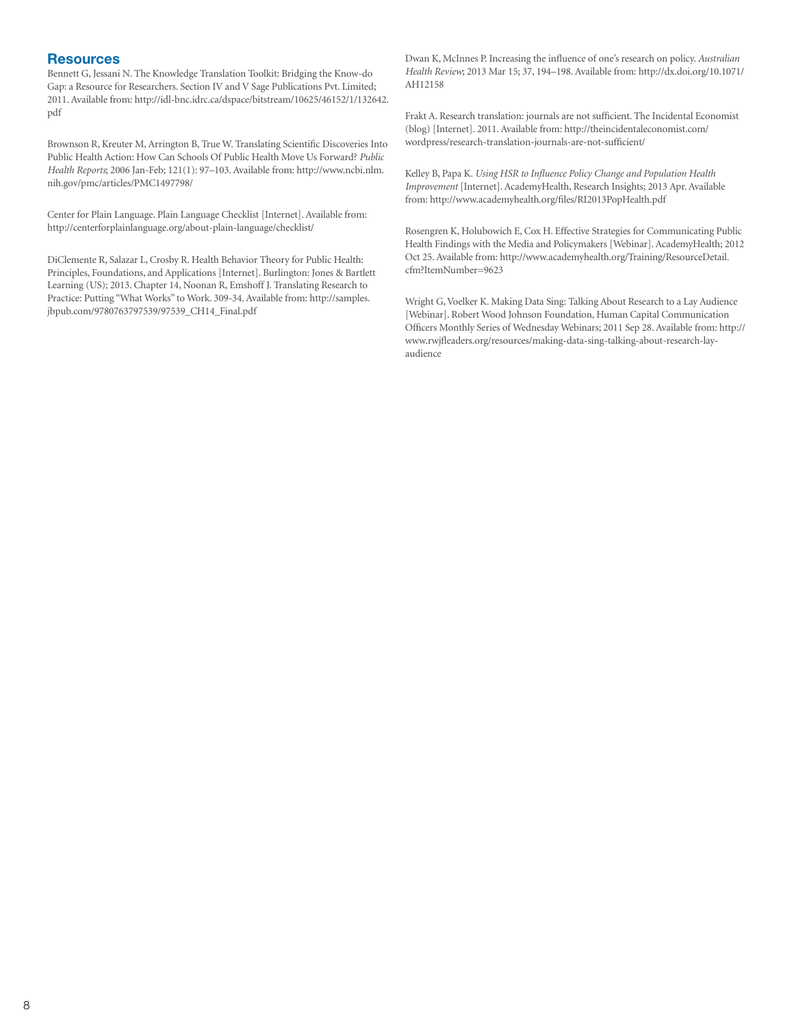## Resources

Bennett G, Jessani N. The Knowledge Translation Toolkit: Bridging the Know-do Gap: a Resource for Researchers. Section IV and V Sage Publications Pvt. Limited; 2011. Available from: http://idl-bnc.idrc.ca/dspace/bitstream/10625/46152/1/132642.pdf

Brownson R, Kreuter M, Arrington B, True W. Translating Scientific Discoveries Into Public Health Action: How Can Schools Of Public Health Move Us Forward? *Public Health Reports*; 2006 Jan-Feb; 121(1): 97–103. Available from: http://www.ncbi.nlm.nih.gov/pmc/articles/PMC1497798/

Center for Plain Language. Plain Language Checklist [Internet]. Available from: http://centerforplainlanguage.org/about-plain-language/checklist/

DiClemente R, Salazar L, Crosby R. Health Behavior Theory for Public Health: Principles, Foundations, and Applications [Internet]. Burlington: Jones & Bartlett Learning (US); 2013. Chapter 14, Noonan R, Emshoff J. Translating Research to Practice: Putting "What Works" to Work. 309-34. Available from: http://samples.jbpub.com/9780763797539/97539_CH14_Final.pdf

Dwan K, McInnes P. Increasing the influence of one's research on policy. *Australian Health Review*; 2013 Mar 15; 37, 194–198. Available from: http://dx.doi.org/10.1071/AH12158

Frakt A. Research translation: journals are not sufficient. The Incidental Economist (blog) [Internet]. 2011. Available from: http://theincidentaleconomist.com/wordpress/research-translation-journals-are-not-sufficient/

Kelley B, Papa K. *Using HSR to Influence Policy Change and Population Health Improvement* [Internet]. AcademyHealth, Research Insights; 2013 Apr. Available from: http://www.academyhealth.org/files/RI2013PopHealth.pdf

Rosengren K, Holubowich E, Cox H. Effective Strategies for Communicating Public Health Findings with the Media and Policymakers [Webinar]. AcademyHealth; 2012 Oct 25. Available from: http://www.academyhealth.org/Training/ResourceDetail.cfm?ItemNumber=9623

Wright G, Voelker K. Making Data Sing: Talking About Research to a Lay Audience [Webinar]. Robert Wood Johnson Foundation, Human Capital Communication Officers Monthly Series of Wednesday Webinars; 2011 Sep 28. Available from: http://www.rwjfleaders.org/resources/making-data-sing-talking-about-research-lay-audience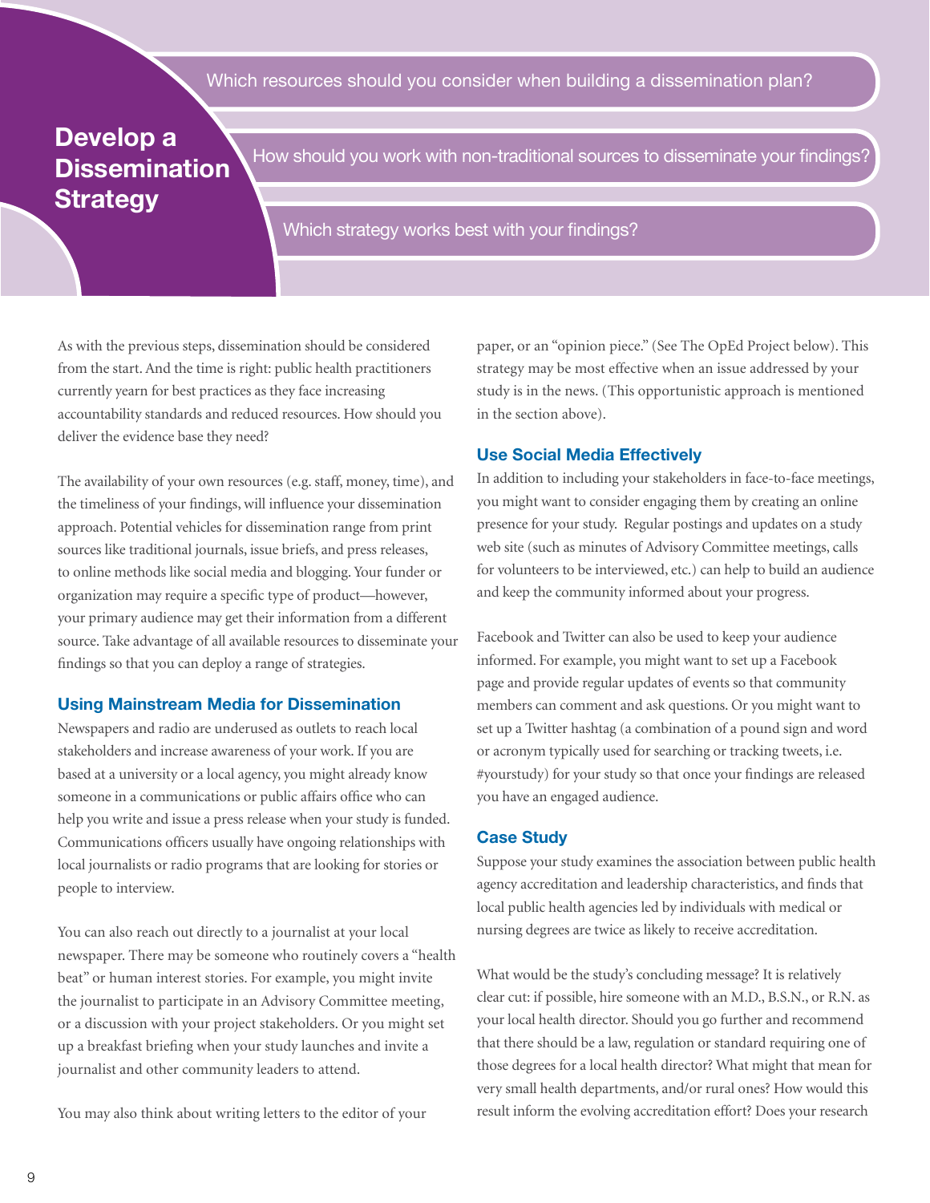## Develop a Dissemination Strategy

- Which resources should you consider when building a dissemination plan?
- How should you work with non-traditional sources to disseminate your findings?
- Which strategy works best with your findings?

As with the previous steps, dissemination should be considered from the start. And the time is right: public health practitioners currently yearn for best practices as they face increasing accountability standards and reduced resources. How should you deliver the evidence base they need?

The availability of your own resources (e.g. staff, money, time), and the timeliness of your findings, will influence your dissemination approach. Potential vehicles for dissemination range from print sources like traditional journals, issue briefs, and press releases, to online methods like social media and blogging. Your funder or organization may require a specific type of product—however, your primary audience may get their information from a different source. Take advantage of all available resources to disseminate your findings so that you can deploy a range of strategies.

### Using Mainstream Media for Dissemination

Newspapers and radio are underused as outlets to reach local stakeholders and increase awareness of your work. If you are based at a university or a local agency, you might already know someone in a communications or public affairs office who can help you write and issue a press release when your study is funded. Communications officers usually have ongoing relationships with local journalists or radio programs that are looking for stories or people to interview.

You can also reach out directly to a journalist at your local newspaper. There may be someone who routinely covers a "health beat" or human interest stories. For example, you might invite the journalist to participate in an Advisory Committee meeting, or a discussion with your project stakeholders. Or you might set up a breakfast briefing when your study launches and invite a journalist and other community leaders to attend.

You may also think about writing letters to the editor of your paper, or an "opinion piece." (See The OpEd Project below). This strategy may be most effective when an issue addressed by your study is in the news. (This opportunistic approach is mentioned in the section above).

### Use Social Media Effectively

In addition to including your stakeholders in face-to-face meetings, you might want to consider engaging them by creating an online presence for your study. Regular postings and updates on a study web site (such as minutes of Advisory Committee meetings, calls for volunteers to be interviewed, etc.) can help to build an audience and keep the community informed about your progress.

Facebook and Twitter can also be used to keep your audience informed. For example, you might want to set up a Facebook page and provide regular updates of events so that community members can comment and ask questions. Or you might want to set up a Twitter hashtag (a combination of a pound sign and word or acronym typically used for searching or tracking tweets, i.e. #yourstudy) for your study so that once your findings are released you have an engaged audience.

### Case Study

Suppose your study examines the association between public health agency accreditation and leadership characteristics, and finds that local public health agencies led by individuals with medical or nursing degrees are twice as likely to receive accreditation.

What would be the study's concluding message? It is relatively clear cut: if possible, hire someone with an M.D., B.S.N., or R.N. as your local health director. Should you go further and recommend that there should be a law, regulation or standard requiring one of those degrees for a local health director? What might that mean for very small health departments, and/or rural ones? How would this result inform the evolving accreditation effort? Does your research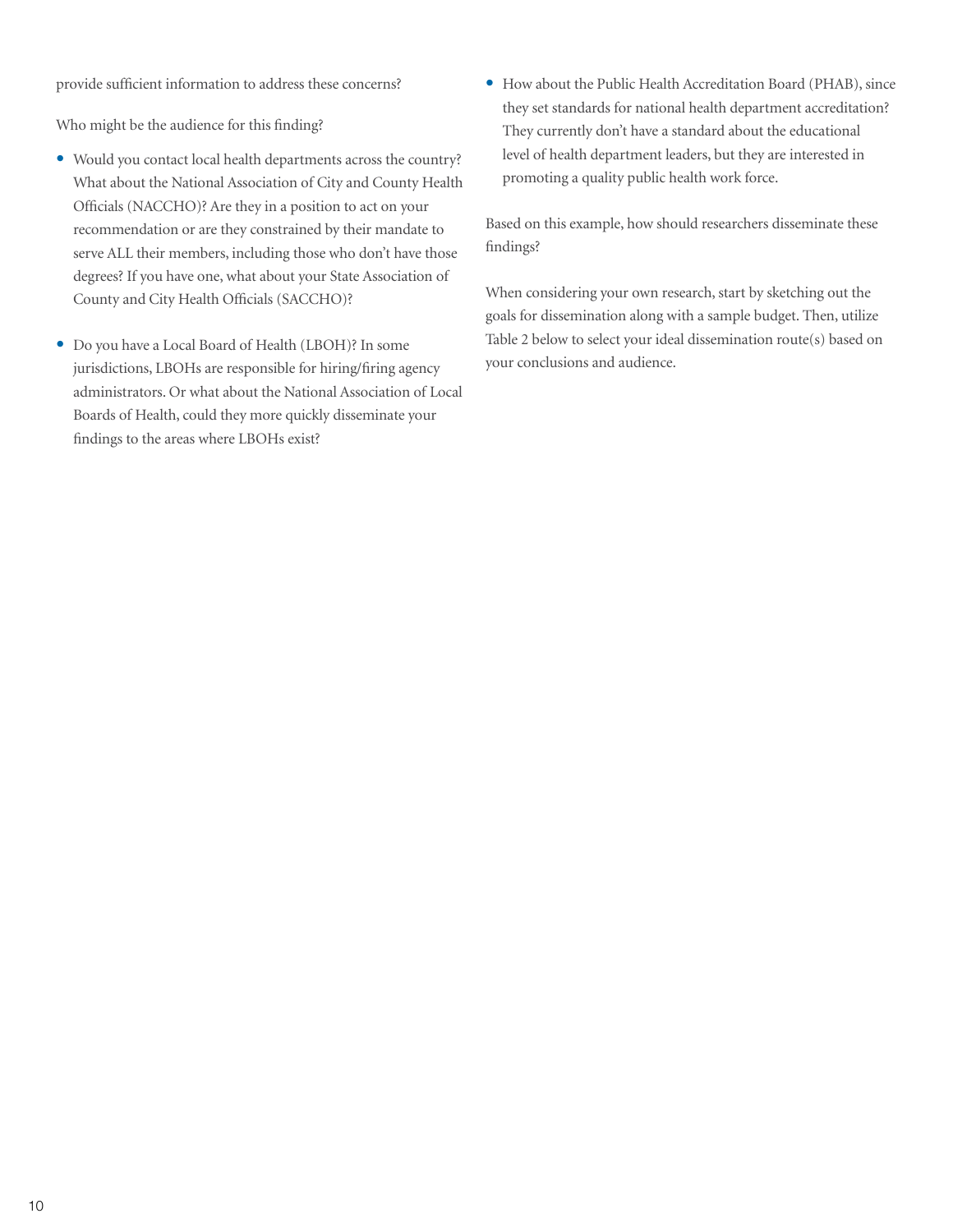provide sufficient information to address these concerns?

Who might be the audience for this finding?

- Would you contact local health departments across the country? What about the National Association of City and County Health Officials (NACCHO)? Are they in a position to act on your recommendation or are they constrained by their mandate to serve ALL their members, including those who don't have those degrees? If you have one, what about your State Association of County and City Health Officials (SACCHO)?

- Do you have a Local Board of Health (LBOH)? In some jurisdictions, LBOHs are responsible for hiring/firing agency administrators. Or what about the National Association of Local Boards of Health, could they more quickly disseminate your findings to the areas where LBOHs exist?

- How about the Public Health Accreditation Board (PHAB), since they set standards for national health department accreditation? They currently don't have a standard about the educational level of health department leaders, but they are interested in promoting a quality public health work force.

Based on this example, how should researchers disseminate these findings?

When considering your own research, start by sketching out the goals for dissemination along with a sample budget. Then, utilize Table 2 below to select your ideal dissemination route(s) based on your conclusions and audience.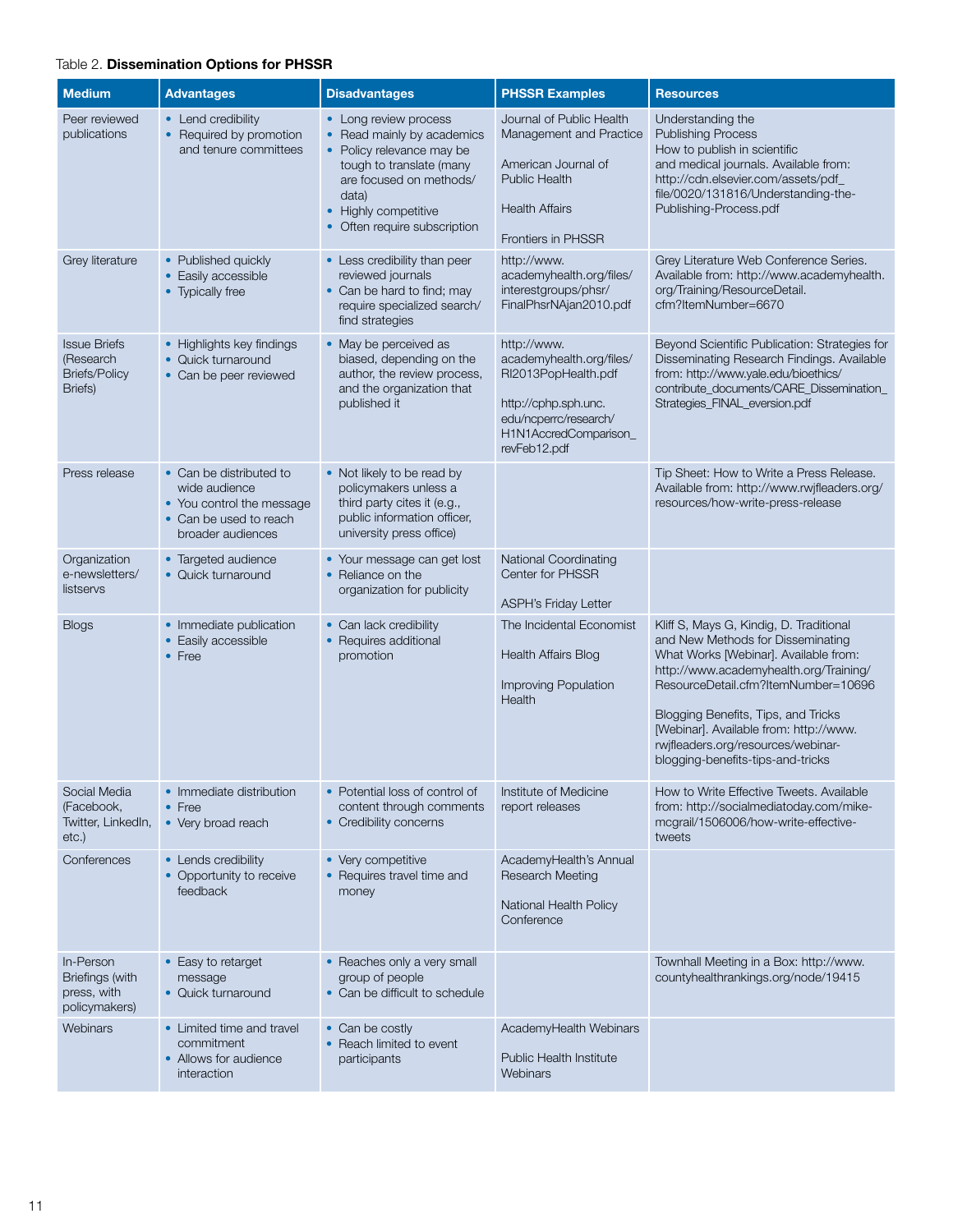Table 2. **Dissemination Options for PHSSR**

| Medium | Advantages | Disadvantages | PHSSR Examples | Resources |
|---|---|---|---|---|
| Peer reviewed publications | • Lend credibility<br>• Required by promotion and tenure committees | • Long review process<br>• Read mainly by academics<br>• Policy relevance may be tough to translate (many are focused on methods/ data)<br>• Highly competitive<br>• Often require subscription | Journal of Public Health Management and Practice<br><br>American Journal of Public Health<br><br>Health Affairs<br><br>Frontiers in PHSSR | Understanding the Publishing Process<br>How to publish in scientific and medical journals. Available from: http://cdn.elsevier.com/assets/pdf_file/0020/131816/Understanding-the-Publishing-Process.pdf |
| Grey literature | • Published quickly<br>• Easily accessible<br>• Typically free | • Less credibility than peer reviewed journals<br>• Can be hard to find; may require specialized search/ find strategies | http://www.academyhealth.org/files/interestgroups/phsr/FinalPhsrNAjan2010.pdf | Grey Literature Web Conference Series. Available from: http://www.academyhealth.org/Training/ResourceDetail.cfm?ItemNumber=6670 |
| Issue Briefs (Research Briefs/Policy Briefs) | • Highlights key findings<br>• Quick turnaround<br>• Can be peer reviewed | • May be perceived as biased, depending on the author, the review process, and the organization that published it | http://www.academyhealth.org/files/RI2013PopHealth.pdf<br><br>http://cphp.sph.unc.edu/ncperrc/research/H1N1AccredComparison_revFeb12.pdf | Beyond Scientific Publication: Strategies for Disseminating Research Findings. Available from: http://www.yale.edu/bioethics/contribute_documents/CARE_Dissemination_Strategies_FINAL_eversion.pdf |
| Press release | • Can be distributed to wide audience<br>• You control the message<br>• Can be used to reach broader audiences | • Not likely to be read by policymakers unless a third party cites it (e.g., public information officer, university press office) | | Tip Sheet: How to Write a Press Release. Available from: http://www.rwjfleaders.org/resources/how-write-press-release |
| Organization e-newsletters/ listservs | • Targeted audience<br>• Quick turnaround | • Your message can get lost<br>• Reliance on the organization for publicity | National Coordinating Center for PHSSR<br><br>ASPH's Friday Letter | |
| Blogs | • Immediate publication<br>• Easily accessible<br>• Free | • Can lack credibility<br>• Requires additional promotion | The Incidental Economist<br><br>Health Affairs Blog<br><br>Improving Population Health | Kliff S, Mays G, Kindig, D. Traditional and New Methods for Disseminating What Works [Webinar]. Available from: http://www.academyhealth.org/Training/ResourceDetail.cfm?ItemNumber=10696<br><br>Blogging Benefits, Tips, and Tricks [Webinar]. Available from: http://www.rwjfleaders.org/resources/webinar-blogging-benefits-tips-and-tricks |
| Social Media (Facebook, Twitter, LinkedIn, etc.) | • Immediate distribution<br>• Free<br>• Very broad reach | • Potential loss of control of content through comments<br>• Credibility concerns | Institute of Medicine report releases | How to Write Effective Tweets. Available from: http://socialmediatoday.com/mike-mcgrail/1506006/how-write-effective-tweets |
| Conferences | • Lends credibility<br>• Opportunity to receive feedback | • Very competitive<br>• Requires travel time and money | AcademyHealth's Annual Research Meeting<br><br>National Health Policy Conference | |
| In-Person Briefings (with press, with policymakers) | • Easy to retarget message<br>• Quick turnaround | • Reaches only a very small group of people<br>• Can be difficult to schedule | | Townhall Meeting in a Box: http://www.countyhealthrankings.org/node/19415 |
| Webinars | • Limited time and travel commitment<br>• Allows for audience interaction | • Can be costly<br>• Reach limited to event participants | AcademyHealth Webinars<br><br>Public Health Institute Webinars | |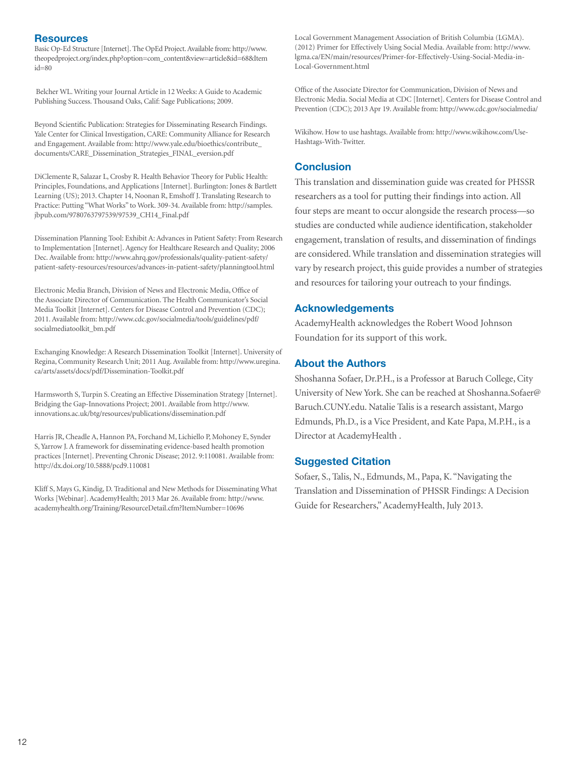## Resources

Basic Op-Ed Structure [Internet]. The OpEd Project. Available from: http://www.theopedproject.org/index.php?option=com_content&view=article&id=68&Itemid=80

Belcher WL. Writing your Journal Article in 12 Weeks: A Guide to Academic Publishing Success. Thousand Oaks, Calif: Sage Publications; 2009.

Beyond Scientific Publication: Strategies for Disseminating Research Findings. Yale Center for Clinical Investigation, CARE: Community Alliance for Research and Engagement. Available from: http://www.yale.edu/bioethics/contribute_documents/CARE_Dissemination_Strategies_FINAL_eversion.pdf

DiClemente R, Salazar L, Crosby R. Health Behavior Theory for Public Health: Principles, Foundations, and Applications [Internet]. Burlington: Jones & Bartlett Learning (US); 2013. Chapter 14, Noonan R, Emshoff J. Translating Research to Practice: Putting "What Works" to Work. 309-34. Available from: http://samples.jbpub.com/9780763797539/97539_CH14_Final.pdf

Dissemination Planning Tool: Exhibit A: Advances in Patient Safety: From Research to Implementation [Internet]. Agency for Healthcare Research and Quality; 2006 Dec. Available from: http://www.ahrq.gov/professionals/quality-patient-safety/patient-safety-resources/resources/advances-in-patient-safety/planningtool.html

Electronic Media Branch, Division of News and Electronic Media, Office of the Associate Director of Communication. The Health Communicator's Social Media Toolkit [Internet]. Centers for Disease Control and Prevention (CDC); 2011. Available from: http://www.cdc.gov/socialmedia/tools/guidelines/pdf/socialmediatoolkit_bm.pdf

Exchanging Knowledge: A Research Dissemination Toolkit [Internet]. University of Regina, Community Research Unit; 2011 Aug. Available from: http://www.uregina.ca/arts/assets/docs/pdf/Dissemination-Toolkit.pdf

Harmsworth S, Turpin S. Creating an Effective Dissemination Strategy [Internet]. Bridging the Gap-Innovations Project; 2001. Available from http://www.innovations.ac.uk/btg/resources/publications/dissemination.pdf

Harris JR, Cheadle A, Hannon PA, Forchand M, Lichiello P, Mohoney E, Synder S, Yarrow J. A framework for disseminating evidence-based health promotion practices [Internet]. Preventing Chronic Disease; 2012. 9:110081. Available from: http://dx.doi.org/10.5888/pcd9.110081

Kliff S, Mays G, Kindig, D. Traditional and New Methods for Disseminating What Works [Webinar]. AcademyHealth; 2013 Mar 26. Available from: http://www.academyhealth.org/Training/ResourceDetail.cfm?ItemNumber=10696

Local Government Management Association of British Columbia (LGMA). (2012) Primer for Effectively Using Social Media. Available from: http://www.lgma.ca/EN/main/resources/Primer-for-Effectively-Using-Social-Media-in-Local-Government.html

Office of the Associate Director for Communication, Division of News and Electronic Media. Social Media at CDC [Internet]. Centers for Disease Control and Prevention (CDC); 2013 Apr 19. Available from: http://www.cdc.gov/socialmedia/

Wikihow. How to use hashtags. Available from: http://www.wikihow.com/Use-Hashtags-With-Twitter.

## Conclusion

This translation and dissemination guide was created for PHSSR researchers as a tool for putting their findings into action. All four steps are meant to occur alongside the research process—so studies are conducted while audience identification, stakeholder engagement, translation of results, and dissemination of findings are considered. While translation and dissemination strategies will vary by research project, this guide provides a number of strategies and resources for tailoring your outreach to your findings.

## Acknowledgements

AcademyHealth acknowledges the Robert Wood Johnson Foundation for its support of this work.

## About the Authors

Shoshanna Sofaer, Dr.P.H., is a Professor at Baruch College, City University of New York. She can be reached at Shoshanna.Sofaer@Baruch.CUNY.edu. Natalie Talis is a research assistant, Margo Edmunds, Ph.D., is a Vice President, and Kate Papa, M.P.H., is a Director at AcademyHealth .

## Suggested Citation

Sofaer, S., Talis, N., Edmunds, M., Papa, K. "Navigating the Translation and Dissemination of PHSSR Findings: A Decision Guide for Researchers," AcademyHealth, July 2013.